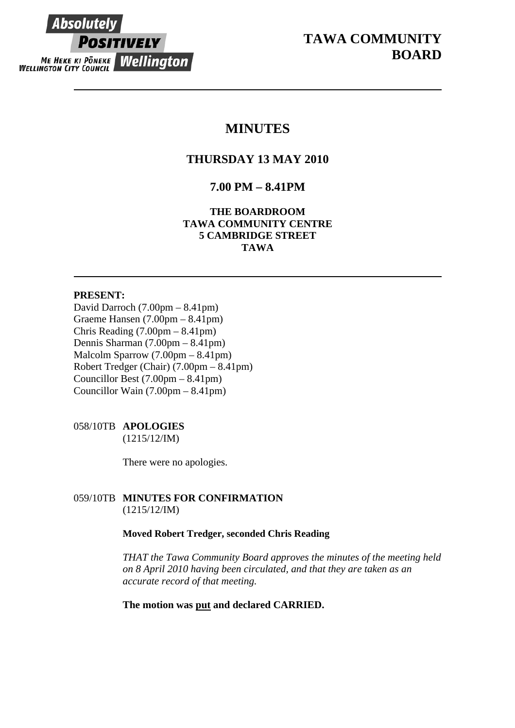Absolutely POSITIVELY Wellington
ME HEKE KI PŌNEKE
WELLINGTON CITY COUNCIL

# TAWA COMMUNITY BOARD

## MINUTES

### THURSDAY 13 MAY 2010

### 7.00 PM – 8.41PM

**THE BOARDROOM**
**TAWA COMMUNITY CENTRE**
**5 CAMBRIDGE STREET**
**TAWA**

---

**PRESENT:**

David Darroch (7.00pm – 8.41pm)
Graeme Hansen (7.00pm – 8.41pm)
Chris Reading (7.00pm – 8.41pm)
Dennis Sharman (7.00pm – 8.41pm)
Malcolm Sparrow (7.00pm – 8.41pm)
Robert Tredger (Chair) (7.00pm – 8.41pm)
Councillor Best (7.00pm – 8.41pm)
Councillor Wain (7.00pm – 8.41pm)

058/10TB **APOLOGIES**
(1215/12/IM)

There were no apologies.

059/10TB **MINUTES FOR CONFIRMATION**
(1215/12/IM)

**Moved Robert Tredger, seconded Chris Reading**

*THAT the Tawa Community Board approves the minutes of the meeting held on 8 April 2010 having been circulated, and that they are taken as an accurate record of that meeting.*

**The motion was put and declared CARRIED.**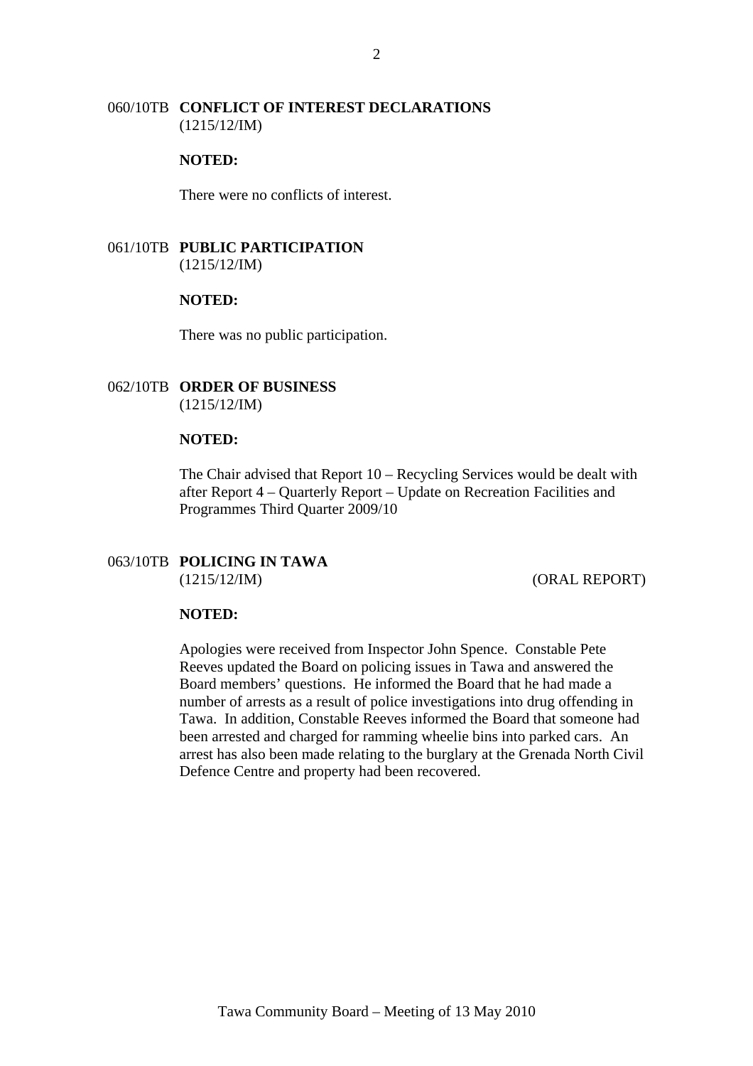## 060/10TB CONFLICT OF INTEREST DECLARATIONS
(1215/12/IM)

**NOTED:**

There were no conflicts of interest.

## 061/10TB PUBLIC PARTICIPATION
(1215/12/IM)

**NOTED:**

There was no public participation.

## 062/10TB ORDER OF BUSINESS
(1215/12/IM)

**NOTED:**

The Chair advised that Report 10 – Recycling Services would be dealt with after Report 4 – Quarterly Report – Update on Recreation Facilities and Programmes Third Quarter 2009/10

## 063/10TB POLICING IN TAWA
(1215/12/IM) (ORAL REPORT)

**NOTED:**

Apologies were received from Inspector John Spence. Constable Pete Reeves updated the Board on policing issues in Tawa and answered the Board members' questions. He informed the Board that he had made a number of arrests as a result of police investigations into drug offending in Tawa. In addition, Constable Reeves informed the Board that someone had been arrested and charged for ramming wheelie bins into parked cars. An arrest has also been made relating to the burglary at the Grenada North Civil Defence Centre and property had been recovered.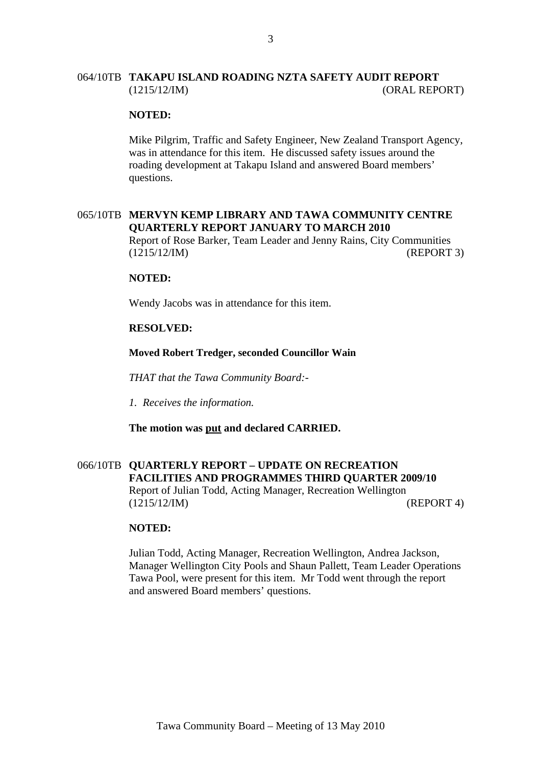064/10TB **TAKAPU ISLAND ROADING NZTA SAFETY AUDIT REPORT**
(1215/12/IM) (ORAL REPORT)

**NOTED:**

Mike Pilgrim, Traffic and Safety Engineer, New Zealand Transport Agency, was in attendance for this item. He discussed safety issues around the roading development at Takapu Island and answered Board members' questions.

065/10TB **MERVYN KEMP LIBRARY AND TAWA COMMUNITY CENTRE QUARTERLY REPORT JANUARY TO MARCH 2010**
Report of Rose Barker, Team Leader and Jenny Rains, City Communities
(1215/12/IM) (REPORT 3)

**NOTED:**

Wendy Jacobs was in attendance for this item.

**RESOLVED:**

**Moved Robert Tredger, seconded Councillor Wain**

*THAT that the Tawa Community Board:-*

*1. Receives the information.*

**The motion was <u>put</u> and declared CARRIED.**

066/10TB **QUARTERLY REPORT – UPDATE ON RECREATION FACILITIES AND PROGRAMMES THIRD QUARTER 2009/10**
Report of Julian Todd, Acting Manager, Recreation Wellington
(1215/12/IM) (REPORT 4)

**NOTED:**

Julian Todd, Acting Manager, Recreation Wellington, Andrea Jackson, Manager Wellington City Pools and Shaun Pallett, Team Leader Operations Tawa Pool, were present for this item. Mr Todd went through the report and answered Board members' questions.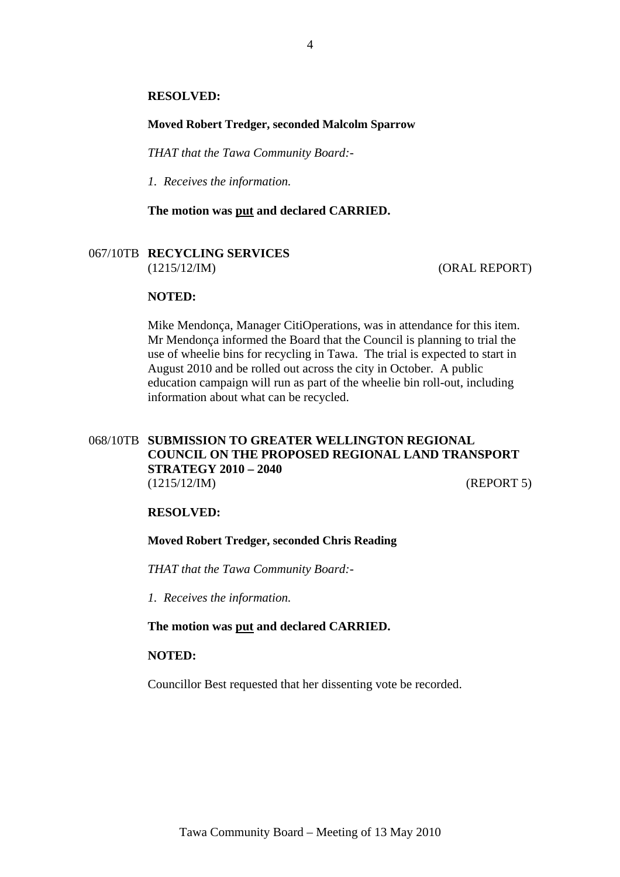**RESOLVED:**

**Moved Robert Tredger, seconded Malcolm Sparrow**

*THAT that the Tawa Community Board:-*

*1. Receives the information.*

**The motion was put and declared CARRIED.**

## 067/10TB RECYCLING SERVICES

(1215/12/IM) (ORAL REPORT)

**NOTED:**

Mike Mendonça, Manager CitiOperations, was in attendance for this item. Mr Mendonça informed the Board that the Council is planning to trial the use of wheelie bins for recycling in Tawa. The trial is expected to start in August 2010 and be rolled out across the city in October. A public education campaign will run as part of the wheelie bin roll-out, including information about what can be recycled.

## 068/10TB SUBMISSION TO GREATER WELLINGTON REGIONAL COUNCIL ON THE PROPOSED REGIONAL LAND TRANSPORT STRATEGY 2010 – 2040

(1215/12/IM) (REPORT 5)

**RESOLVED:**

**Moved Robert Tredger, seconded Chris Reading**

*THAT that the Tawa Community Board:-*

*1. Receives the information.*

**The motion was put and declared CARRIED.**

**NOTED:**

Councillor Best requested that her dissenting vote be recorded.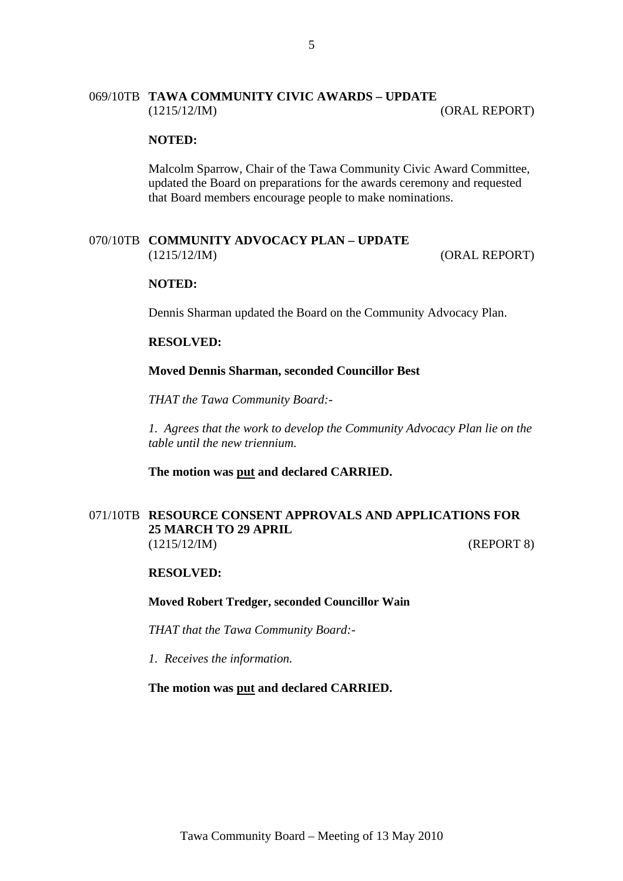## 069/10TB TAWA COMMUNITY CIVIC AWARDS – UPDATE

(1215/12/IM) (ORAL REPORT)

**NOTED:**

Malcolm Sparrow, Chair of the Tawa Community Civic Award Committee, updated the Board on preparations for the awards ceremony and requested that Board members encourage people to make nominations.

## 070/10TB COMMUNITY ADVOCACY PLAN – UPDATE

(1215/12/IM) (ORAL REPORT)

**NOTED:**

Dennis Sharman updated the Board on the Community Advocacy Plan.

**RESOLVED:**

**Moved Dennis Sharman, seconded Councillor Best**

*THAT the Tawa Community Board:-*

*1. Agrees that the work to develop the Community Advocacy Plan lie on the table until the new triennium.*

**The motion was <u>put</u> and declared CARRIED.**

## 071/10TB RESOURCE CONSENT APPROVALS AND APPLICATIONS FOR 25 MARCH TO 29 APRIL

(1215/12/IM) (REPORT 8)

**RESOLVED:**

**Moved Robert Tredger, seconded Councillor Wain**

*THAT that the Tawa Community Board:-*

*1. Receives the information.*

**The motion was <u>put</u> and declared CARRIED.**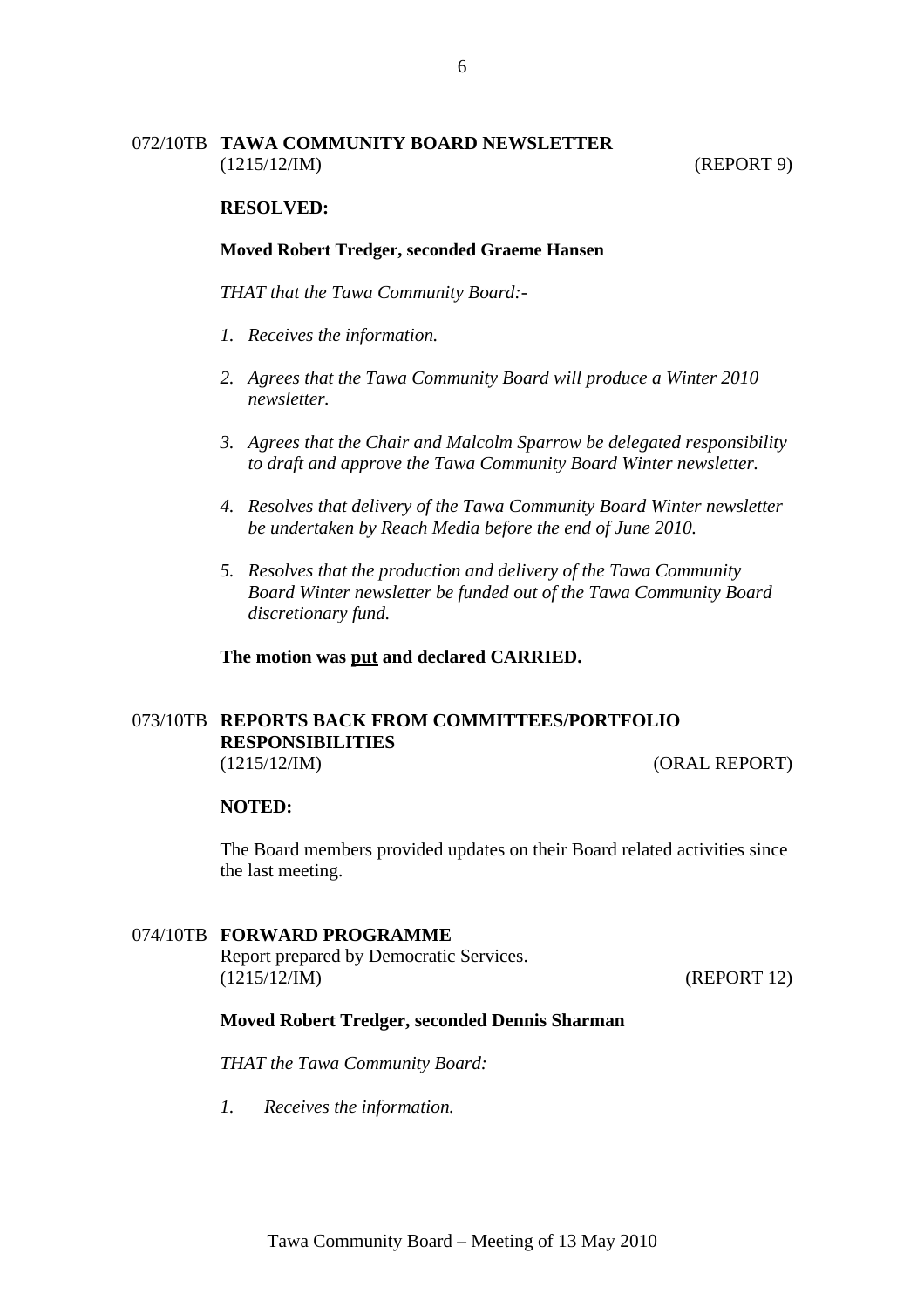## 072/10TB **TAWA COMMUNITY BOARD NEWSLETTER**
(1215/12/IM) (REPORT 9)

**RESOLVED:**

**Moved Robert Tredger, seconded Graeme Hansen**

*THAT that the Tawa Community Board:-*

1. *Receives the information.*
2. *Agrees that the Tawa Community Board will produce a Winter 2010 newsletter.*
3. *Agrees that the Chair and Malcolm Sparrow be delegated responsibility to draft and approve the Tawa Community Board Winter newsletter.*
4. *Resolves that delivery of the Tawa Community Board Winter newsletter be undertaken by Reach Media before the end of June 2010.*
5. *Resolves that the production and delivery of the Tawa Community Board Winter newsletter be funded out of the Tawa Community Board discretionary fund.*

**The motion was <u>put</u> and declared CARRIED.**

## 073/10TB **REPORTS BACK FROM COMMITTEES/PORTFOLIO RESPONSIBILITIES**
(1215/12/IM) (ORAL REPORT)

**NOTED:**

The Board members provided updates on their Board related activities since the last meeting.

## 074/10TB **FORWARD PROGRAMME**
Report prepared by Democratic Services.
(1215/12/IM) (REPORT 12)

**Moved Robert Tredger, seconded Dennis Sharman**

*THAT the Tawa Community Board:*

1. *Receives the information.*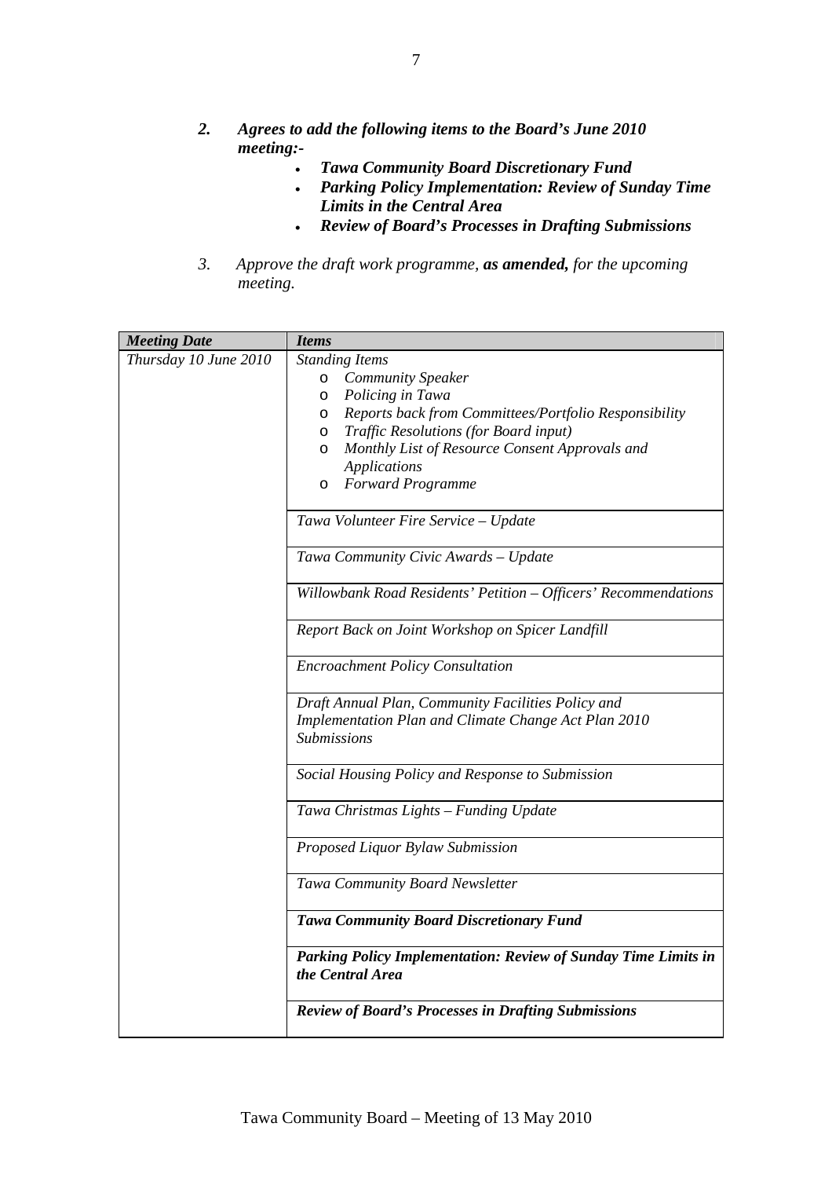2. ***Agrees to add the following items to the Board's June 2010 meeting:-***
    - ***Tawa Community Board Discretionary Fund***
    - ***Parking Policy Implementation: Review of Sunday Time Limits in the Central Area***
    - ***Review of Board's Processes in Drafting Submissions***

3. *Approve the draft work programme, **as amended,** for the upcoming meeting.*

| ***Meeting Date*** | ***Items*** |
|---|---|
| *Thursday 10 June 2010* | *Standing Items*<br>o *Community Speaker*<br>o *Policing in Tawa*<br>o *Reports back from Committees/Portfolio Responsibility*<br>o *Traffic Resolutions (for Board input)*<br>o *Monthly List of Resource Consent Approvals and Applications*<br>o *Forward Programme* |
| | *Tawa Volunteer Fire Service – Update* |
| | *Tawa Community Civic Awards – Update* |
| | *Willowbank Road Residents' Petition – Officers' Recommendations* |
| | *Report Back on Joint Workshop on Spicer Landfill* |
| | *Encroachment Policy Consultation* |
| | *Draft Annual Plan, Community Facilities Policy and Implementation Plan and Climate Change Act Plan 2010 Submissions* |
| | *Social Housing Policy and Response to Submission* |
| | *Tawa Christmas Lights – Funding Update* |
| | *Proposed Liquor Bylaw Submission* |
| | *Tawa Community Board Newsletter* |
| | ***Tawa Community Board Discretionary Fund*** |
| | ***Parking Policy Implementation: Review of Sunday Time Limits in the Central Area*** |
| | ***Review of Board's Processes in Drafting Submissions*** |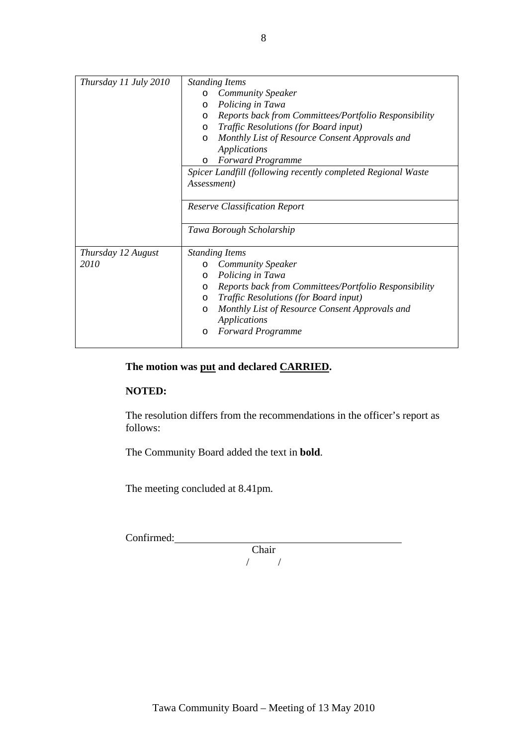| | |
|---|---|
| *Thursday 11 July 2010* | *Standing Items*<br>o *Community Speaker*<br>o *Policing in Tawa*<br>o *Reports back from Committees/Portfolio Responsibility*<br>o *Traffic Resolutions (for Board input)*<br>o *Monthly List of Resource Consent Approvals and Applications*<br>o *Forward Programme* |
| | *Spicer Landfill (following recently completed Regional Waste Assessment)* |
| | *Reserve Classification Report* |
| | *Tawa Borough Scholarship* |
| *Thursday 12 August 2010* | *Standing Items*<br>o *Community Speaker*<br>o *Policing in Tawa*<br>o *Reports back from Committees/Portfolio Responsibility*<br>o *Traffic Resolutions (for Board input)*<br>o *Monthly List of Resource Consent Approvals and Applications*<br>o *Forward Programme* |

**The motion was put and declared CARRIED.**

**NOTED:**

The resolution differs from the recommendations in the officer's report as follows:

The Community Board added the text in **bold**.

The meeting concluded at 8.41pm.

Confirmed: ____________________________________

Chair

/ /